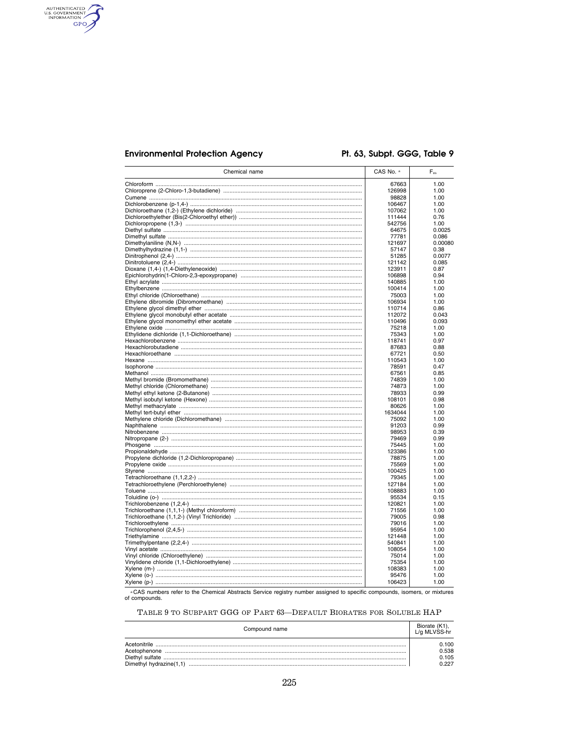| Chemical name | CAS No. [a] | $F_m$ |
|---|---|---|
| Chloroform | 67663 | 1.00 |
| Chloroprene (2-Chloro-1,3-butadiene) | 126998 | 1.00 |
| Cumene | 98828 | 1.00 |
| Dichlorobenzene (p-1,4-) | 106467 | 1.00 |
| Dichloroethane (1,2-) (Ethylene dichloride) | 107062 | 1.00 |
| Dichloroethylether (Bis(2-Chloroethyl ether)) | 111444 | 0.76 |
| Dichloropropene (1,3-) | 542756 | 1.00 |
| Diethyl sulfate | 64675 | 0.0025 |
| Dimethyl sulfate | 77781 | 0.086 |
| Dimethylaniline (N,N-) | 121697 | 0.00080 |
| Dimethylhydrazine (1,1-) | 57147 | 0.38 |
| Dinitrophenol (2,4-) | 51285 | 0.0077 |
| Dinitrotoluene (2,4-) | 121142 | 0.085 |
| Dioxane (1,4-) (1,4-Diethyleneoxide) | 123911 | 0.87 |
| Epichlorohydrin(1-Chloro-2,3-epoxypropane) | 106898 | 0.94 |
| Ethyl acrylate | 140885 | 1.00 |
| Ethylbenzene | 100414 | 1.00 |
| Ethyl chloride (Chloroethane) | 75003 | 1.00 |
| Ethylene dibromide (Dibromomethane) | 106934 | 1.00 |
| Ethylene glycol dimethyl ether | 110714 | 0.86 |
| Ethylene glycol monobutyl ether acetate | 112072 | 0.043 |
| Ethylene glycol monomethyl ether acetate | 110496 | 0.093 |
| Ethylene oxide | 75218 | 1.00 |
| Ethylidene dichloride (1,1-Dichloroethane) | 75343 | 1.00 |
| Hexachlorobenzene | 118741 | 0.97 |
| Hexachlorobutadiene | 87683 | 0.88 |
| Hexachloroethane | 67721 | 0.50 |
| Hexane | 110543 | 1.00 |
| Isophorone | 78591 | 0.47 |
| Methanol | 67561 | 0.85 |
| Methyl bromide (Bromomethane) | 74839 | 1.00 |
| Methyl chloride (Chloromethane) | 74873 | 1.00 |
| Methyl ethyl ketone (2-Butanone) | 78933 | 0.99 |
| Methyl isobutyl ketone (Hexone) | 108101 | 0.98 |
| Methyl methacrylate | 80626 | 1.00 |
| Methyl tert-butyl ether | 1634044 | 1.00 |
| Methylene chloride (Dichloromethane) | 75092 | 1.00 |
| Naphthalene | 91203 | 0.99 |
| Nitrobenzene | 98953 | 0.39 |
| Nitropropane (2-) | 79469 | 0.99 |
| Phosgene | 75445 | 1.00 |
| Propionaldehyde | 123386 | 1.00 |
| Propylene dichloride (1,2-Dichloropropane) | 78875 | 1.00 |
| Propylene oxide | 75569 | 1.00 |
| Styrene | 100425 | 1.00 |
| Tetrachloroethane (1,1,2,2-) | 79345 | 1.00 |
| Tetrachloroethylene (Perchloroethylene) | 127184 | 1.00 |
| Toluene | 108883 | 1.00 |
| Toluidine (o-) | 95534 | 0.15 |
| Trichlorobenzene (1,2,4-) | 120821 | 1.00 |
| Trichloroethane (1,1,1-) (Methyl chloroform) | 71556 | 1.00 |
| Trichloroethane (1,1,2-) (Vinyl Trichloride) | 79005 | 0.98 |
| Trichloroethylene | 79016 | 1.00 |
| Trichlorophenol (2,4,5-) | 95954 | 1.00 |
| Triethylamine | 121448 | 1.00 |
| Trimethylpentane (2,2,4-) | 540841 | 1.00 |
| Vinyl acetate | 108054 | 1.00 |
| Vinyl chloride (Chloroethylene) | 75014 | 1.00 |
| Vinylidene chloride (1,1-Dichloroethylene) | 75354 | 1.00 |
| Xylene (m-) | 108383 | 1.00 |
| Xylene (o-) | 95476 | 1.00 |
| Xylene (p-) | 106423 | 1.00 |

[a] CAS numbers refer to the Chemical Abstracts Service registry number assigned to specific compounds, isomers, or mixtures of compounds.

## Table 9 to Subpart GGG of Part 63—Default Biorates for Soluble HAP

| Compound name | Biorate (K1), L/g MLVSS-hr |
|---|---|
| Acetonitrile | 0.100 |
| Acetophenone | 0.538 |
| Diethyl sulfate | 0.105 |
| Dimethyl hydrazine(1,1) | 0.227 |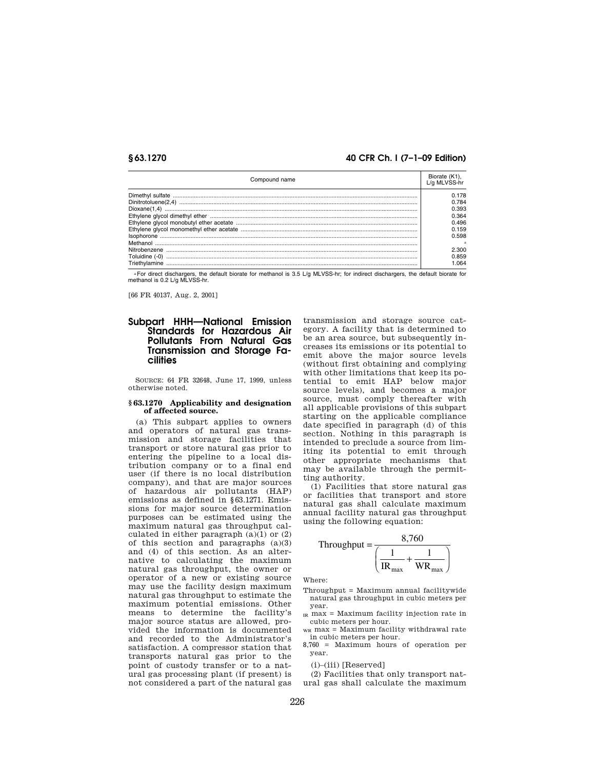| Compound name | Biorate (K1), L/g MLVSS-hr |
|---|---|
| Dimethyl sulfate | 0.178 |
| Dinitrotoluene(2,4) | 0.784 |
| Dioxane(1,4) | 0.393 |
| Ethylene glycol dimethyl ether | 0.364 |
| Ethylene glycol monobutyl ether acetate | 0.496 |
| Ethylene glycol monomethyl ether acetate | 0.159 |
| Isophorone | 0.598 |
| Methanol | [a] |
| Nitrobenzene | 2.300 |
| Toluidine (-0) | 0.859 |
| Triethylamine | 1.064 |

[a] For direct dischargers, the default biorate for methanol is 3.5 L/g MLVSS-hr; for indirect dischargers, the default biorate for methanol is 0.2 L/g MLVSS-hr.

[66 FR 40137, Aug. 2, 2001]

## Subpart HHH—National Emission Standards for Hazardous Air Pollutants From Natural Gas Transmission and Storage Facilities

SOURCE: 64 FR 32648, June 17, 1999, unless otherwise noted.

### § 63.1270 Applicability and designation of affected source.

(a) This subpart applies to owners and operators of natural gas transmission and storage facilities that transport or store natural gas prior to entering the pipeline to a local distribution company or to a final end user (if there is no local distribution company), and that are major sources of hazardous air pollutants (HAP) emissions as defined in §63.1271. Emissions for major source determination purposes can be estimated using the maximum natural gas throughput calculated in either paragraph (a)(1) or (2) of this section and paragraphs (a)(3) and (4) of this section. As an alternative to calculating the maximum natural gas throughput, the owner or operator of a new or existing source may use the facility design maximum natural gas throughput to estimate the maximum potential emissions. Other means to determine the facility's major source status are allowed, provided the information is documented and recorded to the Administrator's satisfaction. A compressor station that transports natural gas prior to the point of custody transfer or to a natural gas processing plant (if present) is not considered a part of the natural gas transmission and storage source category. A facility that is determined to be an area source, but subsequently increases its emissions or its potential to emit above the major source levels (without first obtaining and complying with other limitations that keep its potential to emit HAP below major source levels), and becomes a major source, must comply thereafter with all applicable provisions of this subpart starting on the applicable compliance date specified in paragraph (d) of this section. Nothing in this paragraph is intended to preclude a source from limiting its potential to emit through other appropriate mechanisms that may be available through the permitting authority.

(1) Facilities that store natural gas or facilities that transport and store natural gas shall calculate maximum annual facility natural gas throughput using the following equation:

$$\text{Throughput} = \frac{8{,}760}{\left(\dfrac{1}{\text{IR}_{\max}} + \dfrac{1}{\text{WR}_{\max}}\right)}$$

Where:

Throughput = Maximum annual facilitywide natural gas throughput in cubic meters per year.

$_{\text{IR}}$ max = Maximum facility injection rate in cubic meters per hour.

$_{\text{WR}}$ max = Maximum facility withdrawal rate in cubic meters per hour.

8,760 = Maximum hours of operation per year.

(i)–(iii) [Reserved]

(2) Facilities that only transport natural gas shall calculate the maximum